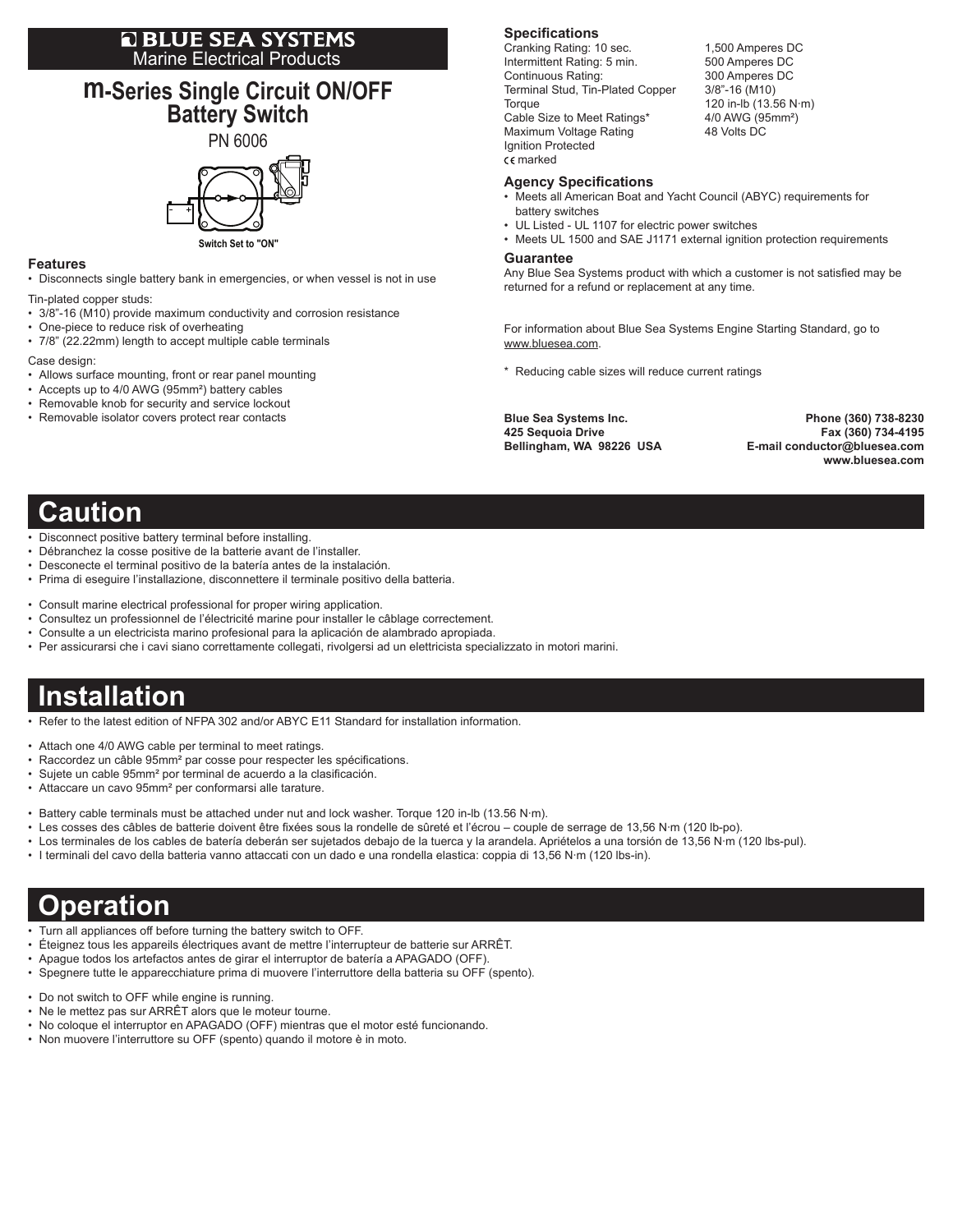**BLUE SEA SYSTEMS**
Marine Electrical Products

# m-Series Single Circuit ON/OFF Battery Switch

PN 6006

Switch Set to "ON"

### Features

- Disconnects single battery bank in emergencies, or when vessel is not in use

Tin-plated copper studs:

- 3/8"-16 (M10) provide maximum conductivity and corrosion resistance
- One-piece to reduce risk of overheating
- 7/8" (22.22mm) length to accept multiple cable terminals

Case design:

- Allows surface mounting, front or rear panel mounting
- Accepts up to 4/0 AWG (95mm²) battery cables
- Removable knob for security and service lockout
- Removable isolator covers protect rear contacts

### Specifications

| | |
|---|---|
| Cranking Rating: 10 sec. | 1,500 Amperes DC |
| Intermittent Rating: 5 min. | 500 Amperes DC |
| Continuous Rating: | 300 Amperes DC |
| Terminal Stud, Tin-Plated Copper | 3/8"-16 (M10) |
| Torque | 120 in-lb (13.56 N·m) |
| Cable Size to Meet Ratings* | 4/0 AWG (95mm²) |
| Maximum Voltage Rating | 48 Volts DC |
| Ignition Protected | |
| CE marked | |

### Agency Specifications

- Meets all American Boat and Yacht Council (ABYC) requirements for battery switches
- UL Listed - UL 1107 for electric power switches
- Meets UL 1500 and SAE J1171 external ignition protection requirements

### Guarantee

Any Blue Sea Systems product with which a customer is not satisfied may be returned for a refund or replacement at any time.

For information about Blue Sea Systems Engine Starting Standard, go to www.bluesea.com.

\* Reducing cable sizes will reduce current ratings

**Blue Sea Systems Inc.**
**425 Sequoia Drive**
**Bellingham, WA 98226 USA**

**Phone (360) 738-8230**
**Fax (360) 734-4195**
**E-mail conductor@bluesea.com**
**www.bluesea.com**

# Caution

- Disconnect positive battery terminal before installing.
- Débranchez la cosse positive de la batterie avant de l'installer.
- Desconecte el terminal positivo de la batería antes de la instalación.
- Prima di eseguire l'installazione, disconnettere il terminale positivo della batteria.

- Consult marine electrical professional for proper wiring application.
- Consultez un professionnel de l'électricité marine pour installer le câblage correctement.
- Consulte a un electricista marino profesional para la aplicación de alambrado apropiada.
- Per assicurarsi che i cavi siano correttamente collegati, rivolgersi ad un elettricista specializzato in motori marini.

# Installation

- Refer to the latest edition of NFPA 302 and/or ABYC E11 Standard for installation information.

- Attach one 4/0 AWG cable per terminal to meet ratings.
- Raccordez un câble 95mm² par cosse pour respecter les spécifications.
- Sujete un cable 95mm² por terminal de acuerdo a la clasificación.
- Attaccare un cavo 95mm² per conformarsi alle tarature.

- Battery cable terminals must be attached under nut and lock washer. Torque 120 in-lb (13.56 N·m).
- Les cosses des câbles de batterie doivent être fixées sous la rondelle de sûreté et l'écrou – couple de serrage de 13,56 N·m (120 lb-po).
- Los terminales de los cables de batería deberán ser sujetados debajo de la tuerca y la arandela. Apriételos a una torsión de 13,56 N·m (120 lbs-pul).
- I terminali del cavo della batteria vanno attaccati con un dado e una rondella elastica: coppia di 13,56 N·m (120 lbs-in).

# Operation

- Turn all appliances off before turning the battery switch to OFF.
- Éteignez tous les appareils électriques avant de mettre l'interrupteur de batterie sur ARRÊT.
- Apague todos los artefactos antes de girar el interruptor de batería a APAGADO (OFF).
- Spegnere tutte le apparecchiature prima di muovere l'interruttore della batteria su OFF (spento).

- Do not switch to OFF while engine is running.
- Ne le mettez pas sur ARRÊT alors que le moteur tourne.
- No coloque el interruptor en APAGADO (OFF) mientras que el motor esté funcionando.
- Non muovere l'interruttore su OFF (spento) quando il motore è in moto.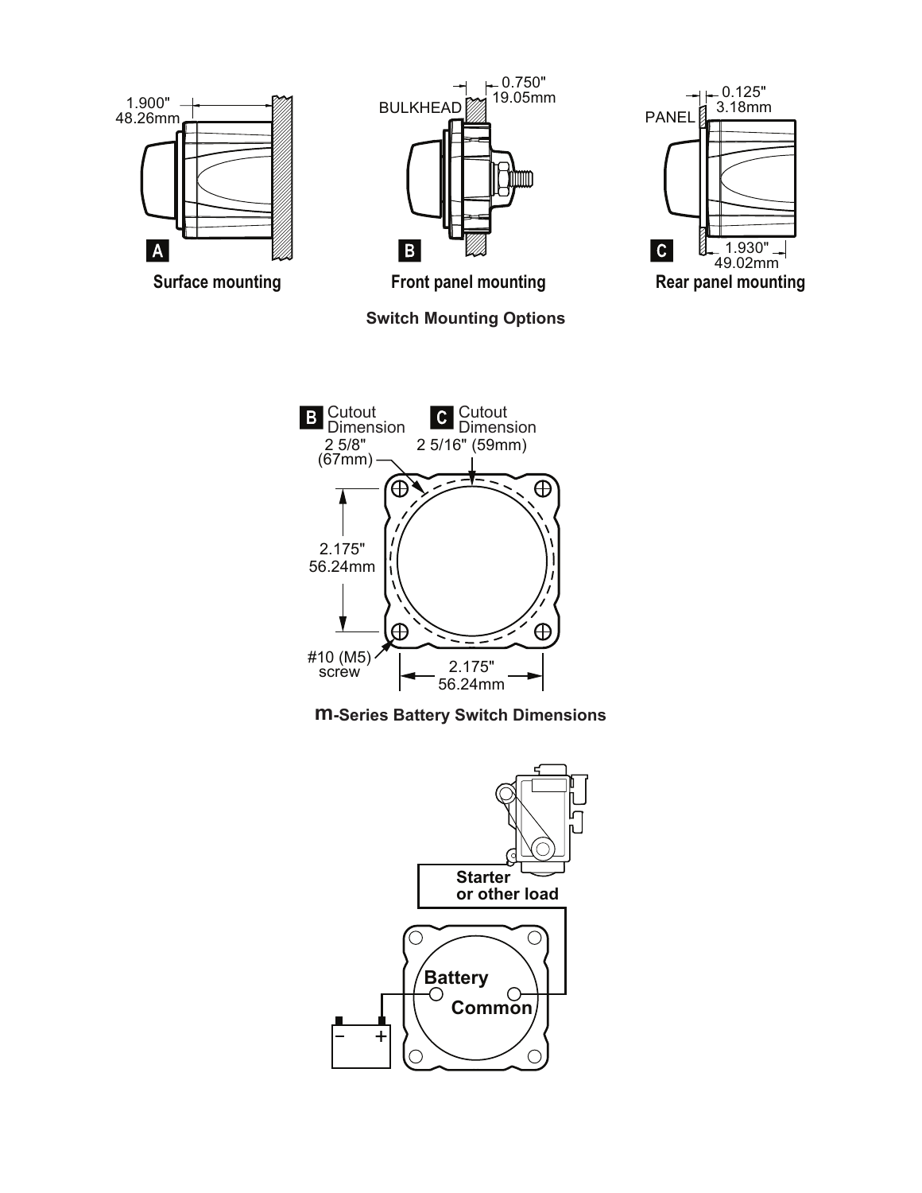1.900"
48.26mm

A

Surface mounting

0.750"
19.05mm

BULKHEAD

B

Front panel mounting

0.125"
3.18mm

PANEL

1.930"
49.02mm

C

Rear panel mounting

**Switch Mounting Options**

B Cutout Dimension
2 5/8"
(67mm)

C Cutout Dimension
2 5/16" (59mm)

2.175"
56.24mm

#10 (M5) screw

2.175"
56.24mm

**m-Series Battery Switch Dimensions**

Starter
or other load

Battery

Common

−

+